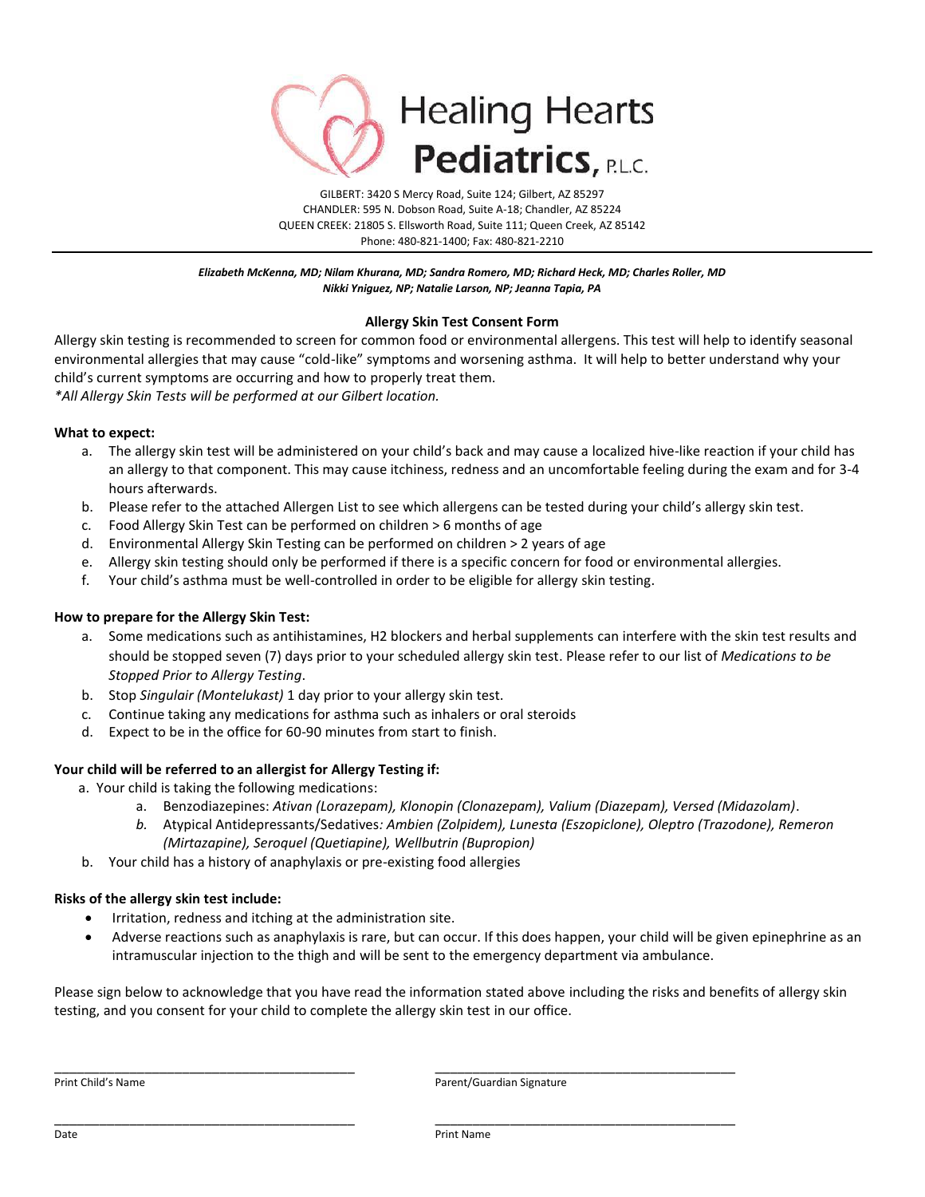# Healing Hearts Pediatrics, P.L.C.

GILBERT: 3420 S Mercy Road, Suite 124; Gilbert, AZ 85297
CHANDLER: 595 N. Dobson Road, Suite A-18; Chandler, AZ 85224
QUEEN CREEK: 21805 S. Ellsworth Road, Suite 111; Queen Creek, AZ 85142
Phone: 480-821-1400; Fax: 480-821-2210

***Elizabeth McKenna, MD; Nilam Khurana, MD; Sandra Romero, MD; Richard Heck, MD; Charles Roller, MD***
***Nikki Yniguez, NP; Natalie Larson, NP; Jeanna Tapia, PA***

## Allergy Skin Test Consent Form

Allergy skin testing is recommended to screen for common food or environmental allergens. This test will help to identify seasonal environmental allergies that may cause "cold-like" symptoms and worsening asthma. It will help to better understand why your child's current symptoms are occurring and how to properly treat them.
**All Allergy Skin Tests will be performed at our Gilbert location.*

**What to expect:**

a. The allergy skin test will be administered on your child's back and may cause a localized hive-like reaction if your child has an allergy to that component. This may cause itchiness, redness and an uncomfortable feeling during the exam and for 3-4 hours afterwards.
b. Please refer to the attached Allergen List to see which allergens can be tested during your child's allergy skin test.
c. Food Allergy Skin Test can be performed on children > 6 months of age
d. Environmental Allergy Skin Testing can be performed on children > 2 years of age
e. Allergy skin testing should only be performed if there is a specific concern for food or environmental allergies.
f. Your child's asthma must be well-controlled in order to be eligible for allergy skin testing.

**How to prepare for the Allergy Skin Test:**

a. Some medications such as antihistamines, H2 blockers and herbal supplements can interfere with the skin test results and should be stopped seven (7) days prior to your scheduled allergy skin test. Please refer to our list of *Medications to be Stopped Prior to Allergy Testing*.
b. Stop *Singulair (Montelukast)* 1 day prior to your allergy skin test.
c. Continue taking any medications for asthma such as inhalers or oral steroids
d. Expect to be in the office for 60-90 minutes from start to finish.

**Your child will be referred to an allergist for Allergy Testing if:**

a. Your child is taking the following medications:
   a. Benzodiazepines: *Ativan (Lorazepam), Klonopin (Clonazepam), Valium (Diazepam), Versed (Midazolam)*.
   b. Atypical Antidepressants/Sedatives*: Ambien (Zolpidem), Lunesta (Eszopiclone), Oleptro (Trazodone), Remeron (Mirtazapine), Seroquel (Quetiapine), Wellbutrin (Bupropion)*
b. Your child has a history of anaphylaxis or pre-existing food allergies

**Risks of the allergy skin test include:**

- Irritation, redness and itching at the administration site.
- Adverse reactions such as anaphylaxis is rare, but can occur. If this does happen, your child will be given epinephrine as an intramuscular injection to the thigh and will be sent to the emergency department via ambulance.

Please sign below to acknowledge that you have read the information stated above including the risks and benefits of allergy skin testing, and you consent for your child to complete the allergy skin test in our office.

_____________________________________________ &nbsp;&nbsp;&nbsp;&nbsp; _____________________________________________
Print Child's Name &nbsp;&nbsp;&nbsp;&nbsp; Parent/Guardian Signature

_____________________________________________ &nbsp;&nbsp;&nbsp;&nbsp; _____________________________________________
Date &nbsp;&nbsp;&nbsp;&nbsp; Print Name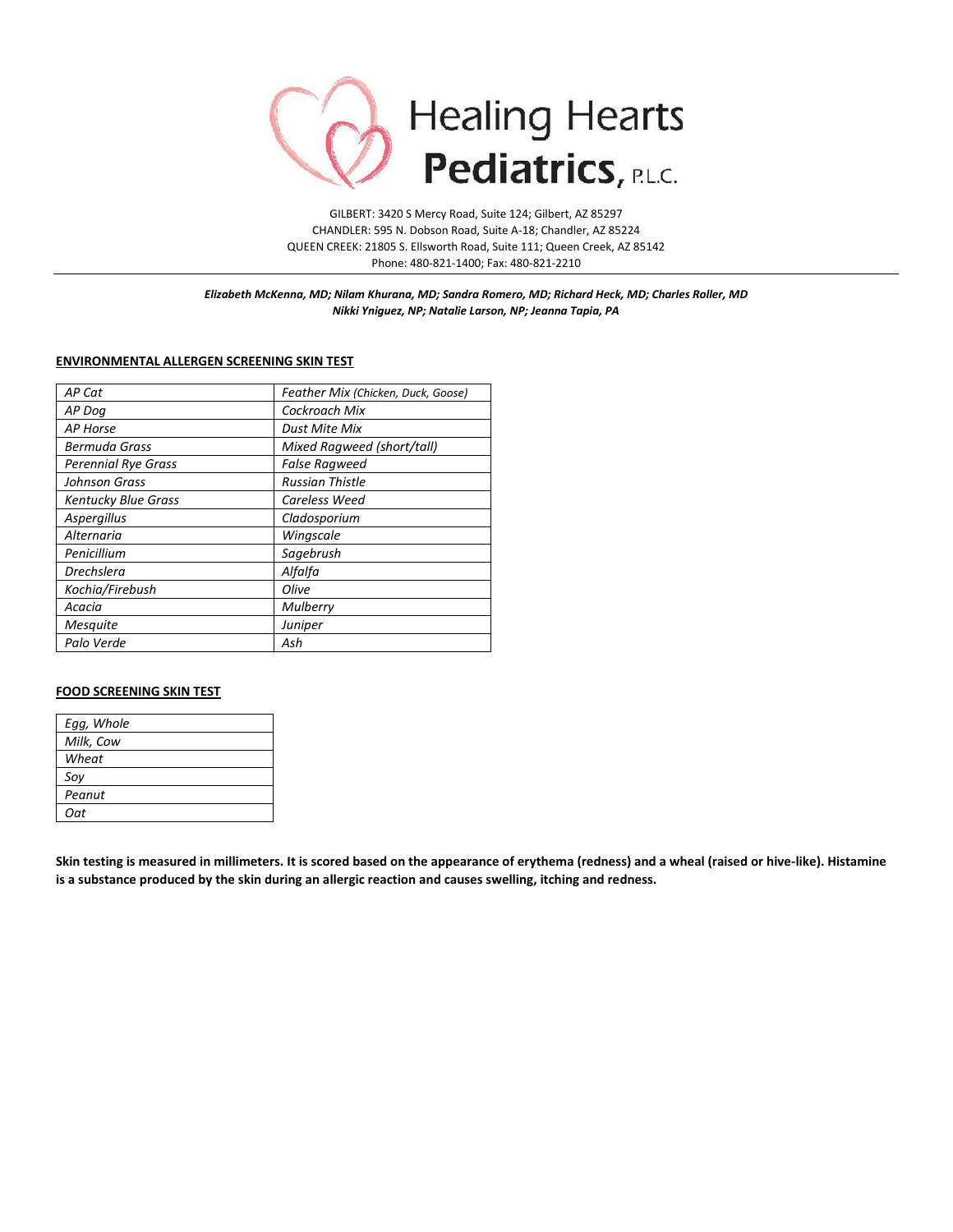# Healing Hearts Pediatrics, P.L.C.

GILBERT: 3420 S Mercy Road, Suite 124; Gilbert, AZ 85297
CHANDLER: 595 N. Dobson Road, Suite A-18; Chandler, AZ 85224
QUEEN CREEK: 21805 S. Ellsworth Road, Suite 111; Queen Creek, AZ 85142
Phone: 480-821-1400; Fax: 480-821-2210

***Elizabeth McKenna, MD; Nilam Khurana, MD; Sandra Romero, MD; Richard Heck, MD; Charles Roller, MD***
***Nikki Yniguez, NP; Natalie Larson, NP; Jeanna Tapia, PA***

**ENVIRONMENTAL ALLERGEN SCREENING SKIN TEST**

| | |
|---|---|
| *AP Cat* | *Feather Mix (Chicken, Duck, Goose)* |
| *AP Dog* | *Cockroach Mix* |
| *AP Horse* | *Dust Mite Mix* |
| *Bermuda Grass* | *Mixed Ragweed (short/tall)* |
| *Perennial Rye Grass* | *False Ragweed* |
| *Johnson Grass* | *Russian Thistle* |
| *Kentucky Blue Grass* | *Careless Weed* |
| *Aspergillus* | *Cladosporium* |
| *Alternaria* | *Wingscale* |
| *Penicillium* | *Sagebrush* |
| *Drechslera* | *Alfalfa* |
| *Kochia/Firebush* | *Olive* |
| *Acacia* | *Mulberry* |
| *Mesquite* | *Juniper* |
| *Palo Verde* | *Ash* |

**FOOD SCREENING SKIN TEST**

| |
|---|
| *Egg, Whole* |
| *Milk, Cow* |
| *Wheat* |
| *Soy* |
| *Peanut* |
| *Oat* |

**Skin testing is measured in millimeters. It is scored based on the appearance of erythema (redness) and a wheal (raised or hive-like). Histamine is a substance produced by the skin during an allergic reaction and causes swelling, itching and redness.**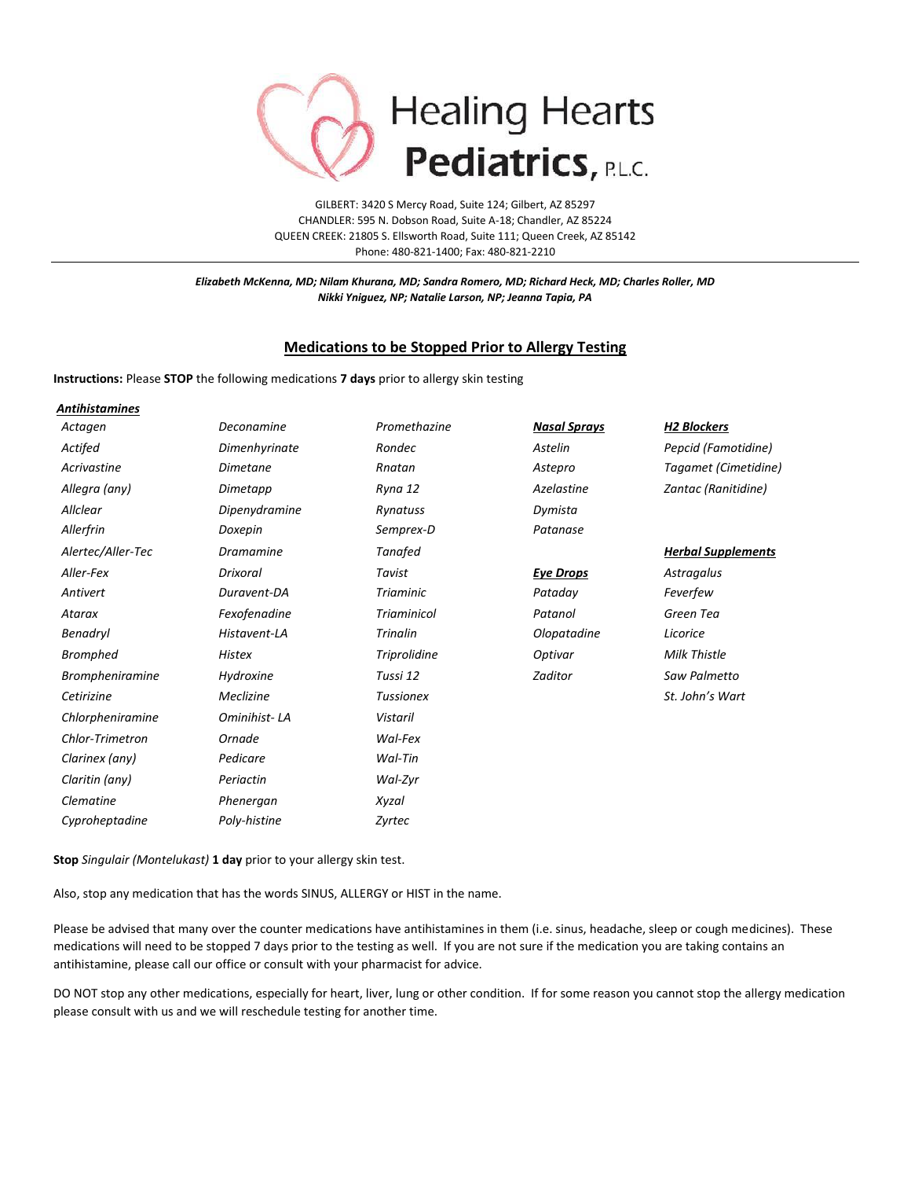# Healing Hearts Pediatrics, P.L.C.

GILBERT: 3420 S Mercy Road, Suite 124; Gilbert, AZ 85297
CHANDLER: 595 N. Dobson Road, Suite A-18; Chandler, AZ 85224
QUEEN CREEK: 21805 S. Ellsworth Road, Suite 111; Queen Creek, AZ 85142
Phone: 480-821-1400; Fax: 480-821-2210

***Elizabeth McKenna, MD; Nilam Khurana, MD; Sandra Romero, MD; Richard Heck, MD; Charles Roller, MD***
***Nikki Yniguez, NP; Natalie Larson, NP; Jeanna Tapia, PA***

## Medications to be Stopped Prior to Allergy Testing

**Instructions:** Please **STOP** the following medications **7 days** prior to allergy skin testing

***Antihistamines***

*Actagen*
*Actifed*
*Acrivastine*
*Allegra (any)*
*Allclear*
*Allerfrin*
*Alertec/Aller-Tec*
*Aller-Fex*
*Antivert*
*Atarax*
*Benadryl*
*Bromphed*
*Brompheniramine*
*Cetirizine*
*Chlorpheniramine*
*Chlor-Trimetron*
*Clarinex (any)*
*Claritin (any)*
*Clematine*
*Cyproheptadine*
*Deconamine*
*Dimenhyrinate*
*Dimetane*
*Dimetapp*
*Dipenydramine*
*Doxepin*
*Dramamine*
*Drixoral*
*Duravent-DA*
*Fexofenadine*
*Histavent-LA*
*Histex*
*Hydroxine*
*Meclizine*
*Ominihist- LA*
*Ornade*
*Pedicare*
*Periactin*
*Phenergan*
*Poly-histine*
*Promethazine*
*Rondec*
*Rnatan*
*Ryna 12*
*Rynatuss*
*Semprex-D*
*Tanafed*
*Tavist*
*Triaminic*
*Triaminicol*
*Trinalin*
*Triprolidine*
*Tussi 12*
*Tussionex*
*Vistaril*
*Wal-Fex*
*Wal-Tin*
*Wal-Zyr*
*Xyzal*
*Zyrtec*

***Nasal Sprays***

*Astelin*
*Astepro*
*Azelastine*
*Dymista*
*Patanase*

***Eye Drops***

*Pataday*
*Patanol*
*Olopatadine*
*Optivar*
*Zaditor*

***H2 Blockers***

*Pepcid (Famotidine)*
*Tagamet (Cimetidine)*
*Zantac (Ranitidine)*

***Herbal Supplements***

*Astragalus*
*Feverfew*
*Green Tea*
*Licorice*
*Milk Thistle*
*Saw Palmetto*
*St. John's Wart*

**Stop** *Singulair (Montelukast)* **1 day** prior to your allergy skin test.

Also, stop any medication that has the words SINUS, ALLERGY or HIST in the name.

Please be advised that many over the counter medications have antihistamines in them (i.e. sinus, headache, sleep or cough medicines). These medications will need to be stopped 7 days prior to the testing as well. If you are not sure if the medication you are taking contains an antihistamine, please call our office or consult with your pharmacist for advice.

DO NOT stop any other medications, especially for heart, liver, lung or other condition. If for some reason you cannot stop the allergy medication please consult with us and we will reschedule testing for another time.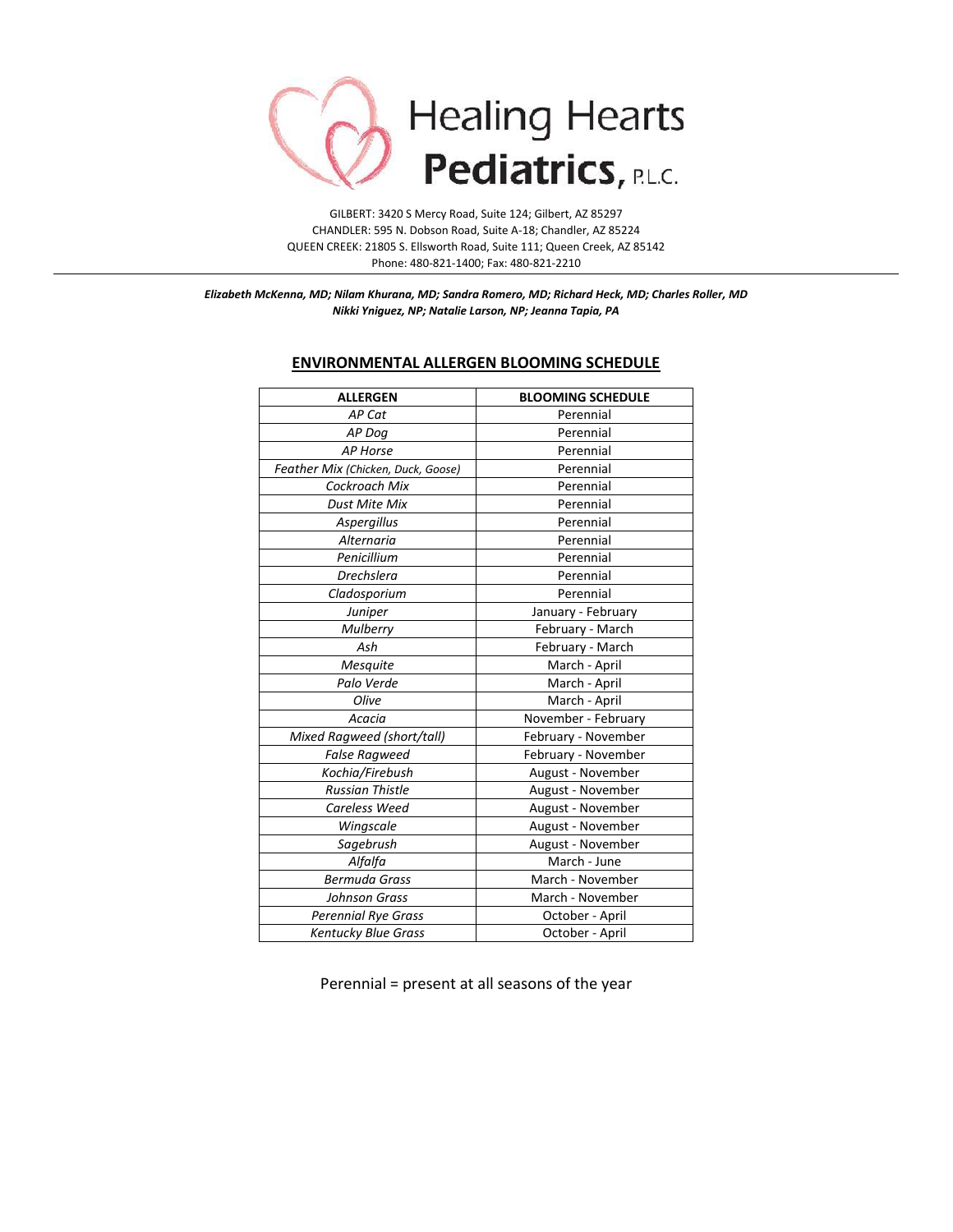# Healing Hearts Pediatrics, P.L.C.

GILBERT: 3420 S Mercy Road, Suite 124; Gilbert, AZ 85297
CHANDLER: 595 N. Dobson Road, Suite A-18; Chandler, AZ 85224
QUEEN CREEK: 21805 S. Ellsworth Road, Suite 111; Queen Creek, AZ 85142
Phone: 480-821-1400; Fax: 480-821-2210

***Elizabeth McKenna, MD; Nilam Khurana, MD; Sandra Romero, MD; Richard Heck, MD; Charles Roller, MD***
***Nikki Yniguez, NP; Natalie Larson, NP; Jeanna Tapia, PA***

## ENVIRONMENTAL ALLERGEN BLOOMING SCHEDULE

| ALLERGEN | BLOOMING SCHEDULE |
|---|---|
| *AP Cat* | Perennial |
| *AP Dog* | Perennial |
| *AP Horse* | Perennial |
| *Feather Mix (Chicken, Duck, Goose)* | Perennial |
| *Cockroach Mix* | Perennial |
| *Dust Mite Mix* | Perennial |
| *Aspergillus* | Perennial |
| *Alternaria* | Perennial |
| *Penicillium* | Perennial |
| *Drechslera* | Perennial |
| *Cladosporium* | Perennial |
| *Juniper* | January - February |
| *Mulberry* | February - March |
| *Ash* | February - March |
| *Mesquite* | March - April |
| *Palo Verde* | March - April |
| *Olive* | March - April |
| *Acacia* | November - February |
| *Mixed Ragweed (short/tall)* | February - November |
| *False Ragweed* | February - November |
| *Kochia/Firebush* | August - November |
| *Russian Thistle* | August - November |
| *Careless Weed* | August - November |
| *Wingscale* | August - November |
| *Sagebrush* | August - November |
| *Alfalfa* | March - June |
| *Bermuda Grass* | March - November |
| *Johnson Grass* | March - November |
| *Perennial Rye Grass* | October - April |
| *Kentucky Blue Grass* | October - April |

Perennial = present at all seasons of the year